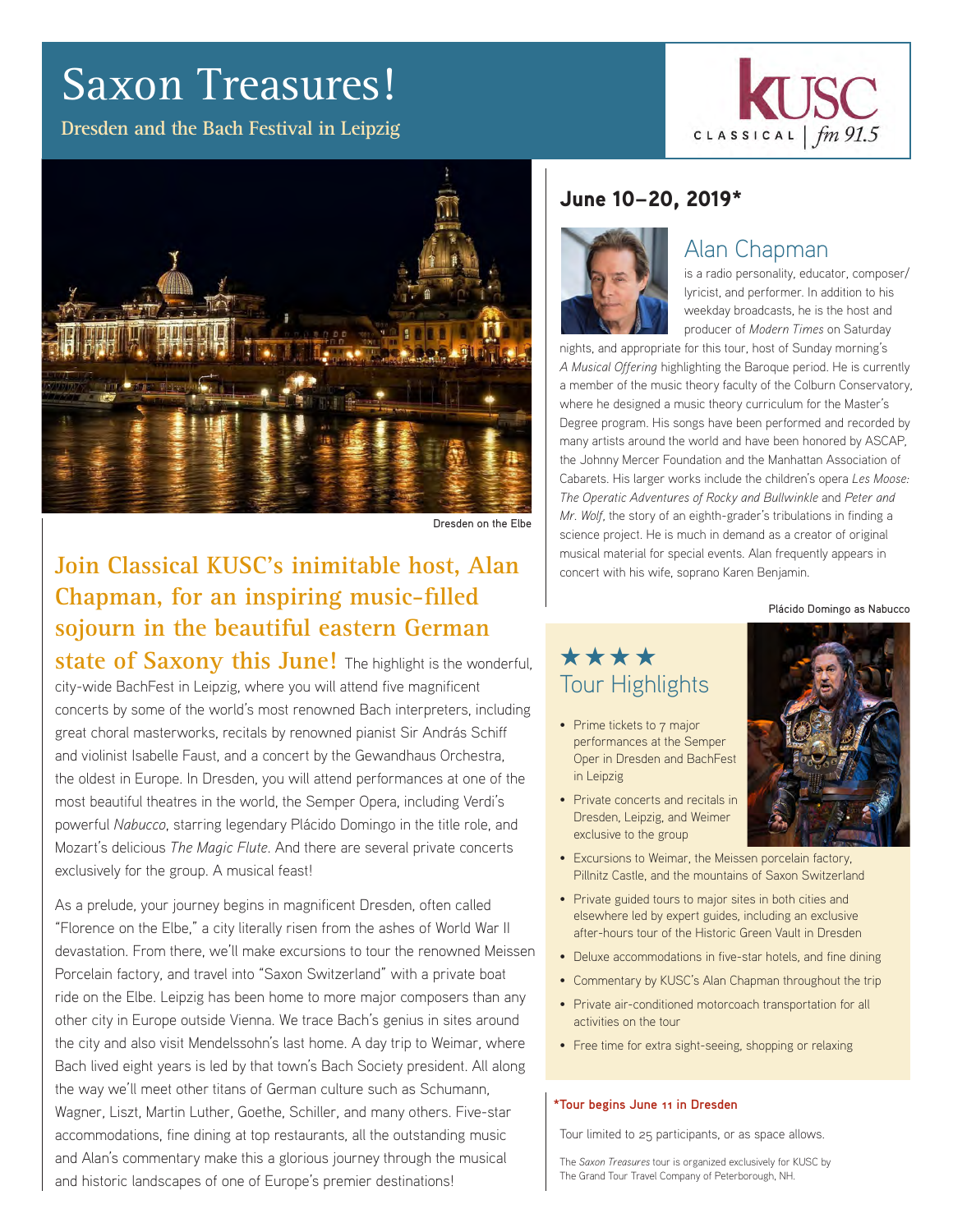# Saxon Treasures!

**Dresden and the Bach Festival in Leipzig**

KUSC CLASSICAL | fm 91.5

Dresden on the Elbe

**Join Classical KUSC's inimitable host, Alan Chapman, for an inspiring music-filled sojourn in the beautiful eastern German state of Saxony this June!** The highlight is the wonderful, city-wide BachFest in Leipzig, where you will attend five magnificent concerts by some of the world's most renowned Bach interpreters, including great choral masterworks, recitals by renowned pianist Sir András Schiff and violinist Isabelle Faust, and a concert by the Gewandhaus Orchestra, the oldest in Europe. In Dresden, you will attend performances at one of the most beautiful theatres in the world, the Semper Opera, including Verdi's powerful *Nabucco*, starring legendary Plácido Domingo in the title role, and Mozart's delicious *The Magic Flute*. And there are several private concerts exclusively for the group. A musical feast!

As a prelude, your journey begins in magnificent Dresden, often called "Florence on the Elbe," a city literally risen from the ashes of World War II devastation. From there, we'll make excursions to tour the renowned Meissen Porcelain factory, and travel into "Saxon Switzerland" with a private boat ride on the Elbe. Leipzig has been home to more major composers than any other city in Europe outside Vienna. We trace Bach's genius in sites around the city and also visit Mendelssohn's last home. A day trip to Weimar, where Bach lived eight years is led by that town's Bach Society president. All along the way we'll meet other titans of German culture such as Schumann, Wagner, Liszt, Martin Luther, Goethe, Schiller, and many others. Five-star accommodations, fine dining at top restaurants, all the outstanding music and Alan's commentary make this a glorious journey through the musical and historic landscapes of one of Europe's premier destinations!

## June 10–20, 2019*

### Alan Chapman

is a radio personality, educator, composer/lyricist, and performer. In addition to his weekday broadcasts, he is the host and producer of *Modern Times* on Saturday nights, and appropriate for this tour, host of Sunday morning's *A Musical Offering* highlighting the Baroque period. He is currently a member of the music theory faculty of the Colburn Conservatory, where he designed a music theory curriculum for the Master's Degree program. His songs have been performed and recorded by many artists around the world and have been honored by ASCAP, the Johnny Mercer Foundation and the Manhattan Association of Cabarets. His larger works include the children's opera *Les Moose: The Operatic Adventures of Rocky and Bullwinkle* and *Peter and Mr. Wolf*, the story of an eighth-grader's tribulations in finding a science project. He is much in demand as a creator of original musical material for special events. Alan frequently appears in concert with his wife, soprano Karen Benjamin.

Plácido Domingo as Nabucco

### ★★★★ Tour Highlights

- Prime tickets to 7 major performances at the Semper Oper in Dresden and BachFest in Leipzig
- Private concerts and recitals in Dresden, Leipzig, and Weimer exclusive to the group
- Excursions to Weimar, the Meissen porcelain factory, Pillnitz Castle, and the mountains of Saxon Switzerland
- Private guided tours to major sites in both cities and elsewhere led by expert guides, including an exclusive after-hours tour of the Historic Green Vault in Dresden
- Deluxe accommodations in five-star hotels, and fine dining
- Commentary by KUSC's Alan Chapman throughout the trip
- Private air-conditioned motorcoach transportation for all activities on the tour
- Free time for extra sight-seeing, shopping or relaxing

**\*Tour begins June 11 in Dresden**

Tour limited to 25 participants, or as space allows.

The *Saxon Treasures* tour is organized exclusively for KUSC by The Grand Tour Travel Company of Peterborough, NH.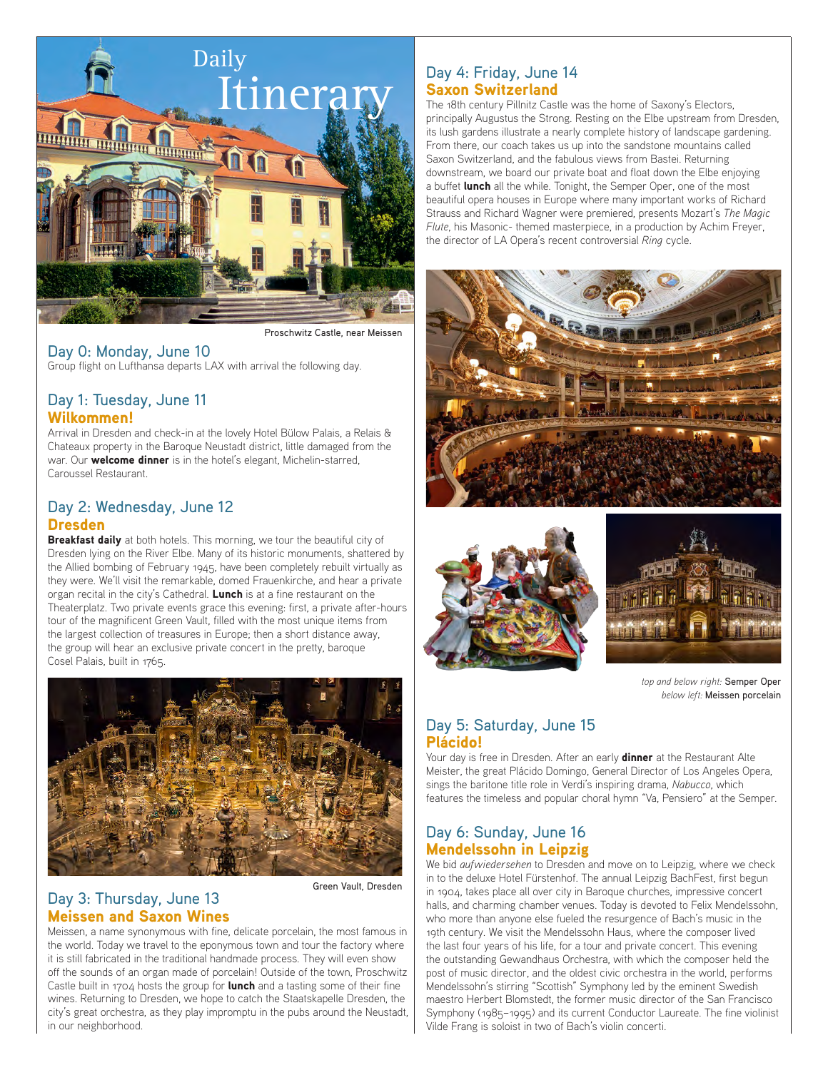# Daily Itinerary

Proschwitz Castle, near Meissen

## Day 0: Monday, June 10

Group flight on Lufthansa departs LAX with arrival the following day.

## Day 1: Tuesday, June 11
### Wilkommen!

Arrival in Dresden and check-in at the lovely Hotel Bülow Palais, a Relais & Chateaux property in the Baroque Neustadt district, little damaged from the war. Our **welcome dinner** is in the hotel's elegant, Michelin-starred, Caroussel Restaurant.

## Day 2: Wednesday, June 12
### Dresden

**Breakfast daily** at both hotels. This morning, we tour the beautiful city of Dresden lying on the River Elbe. Many of its historic monuments, shattered by the Allied bombing of February 1945, have been completely rebuilt virtually as they were. We'll visit the remarkable, domed Frauenkirche, and hear a private organ recital in the city's Cathedral. **Lunch** is at a fine restaurant on the Theaterplatz. Two private events grace this evening: first, a private after-hours tour of the magnificent Green Vault, filled with the most unique items from the largest collection of treasures in Europe; then a short distance away, the group will hear an exclusive private concert in the pretty, baroque Cosel Palais, built in 1765.

Green Vault, Dresden

## Day 3: Thursday, June 13
### Meissen and Saxon Wines

Meissen, a name synonymous with fine, delicate porcelain, the most famous in the world. Today we travel to the eponymous town and tour the factory where it is still fabricated in the traditional handmade process. They will even show off the sounds of an organ made of porcelain! Outside of the town, Proschwitz Castle built in 1704 hosts the group for **lunch** and a tasting some of their fine wines. Returning to Dresden, we hope to catch the Staatskapelle Dresden, the city's great orchestra, as they play impromptu in the pubs around the Neustadt, in our neighborhood.

## Day 4: Friday, June 14
### Saxon Switzerland

The 18th century Pillnitz Castle was the home of Saxony's Electors, principally Augustus the Strong. Resting on the Elbe upstream from Dresden, its lush gardens illustrate a nearly complete history of landscape gardening. From there, our coach takes us up into the sandstone mountains called Saxon Switzerland, and the fabulous views from Bastei. Returning downstream, we board our private boat and float down the Elbe enjoying a buffet **lunch** all the while. Tonight, the Semper Oper, one of the most beautiful opera houses in Europe where many important works of Richard Strauss and Richard Wagner were premiered, presents Mozart's *The Magic Flute*, his Masonic- themed masterpiece, in a production by Achim Freyer, the director of LA Opera's recent controversial *Ring* cycle.

*top and below right:* Semper Oper
*below left:* Meissen porcelain

## Day 5: Saturday, June 15
### Plácido!

Your day is free in Dresden. After an early **dinner** at the Restaurant Alte Meister, the great Plácido Domingo, General Director of Los Angeles Opera, sings the baritone title role in Verdi's inspiring drama, *Nabucco*, which features the timeless and popular choral hymn "Va, Pensiero" at the Semper.

## Day 6: Sunday, June 16
### Mendelssohn in Leipzig

We bid *aufwiedersehen* to Dresden and move on to Leipzig, where we check in to the deluxe Hotel Fürstenhof. The annual Leipzig BachFest, first begun in 1904, takes place all over city in Baroque churches, impressive concert halls, and charming chamber venues. Today is devoted to Felix Mendelssohn, who more than anyone else fueled the resurgence of Bach's music in the 19th century. We visit the Mendelssohn Haus, where the composer lived the last four years of his life, for a tour and private concert. This evening the outstanding Gewandhaus Orchestra, with which the composer held the post of music director, and the oldest civic orchestra in the world, performs Mendelssohn's stirring "Scottish" Symphony led by the eminent Swedish maestro Herbert Blomstedt, the former music director of the San Francisco Symphony (1985–1995) and its current Conductor Laureate. The fine violinist Vilde Frang is soloist in two of Bach's violin concerti.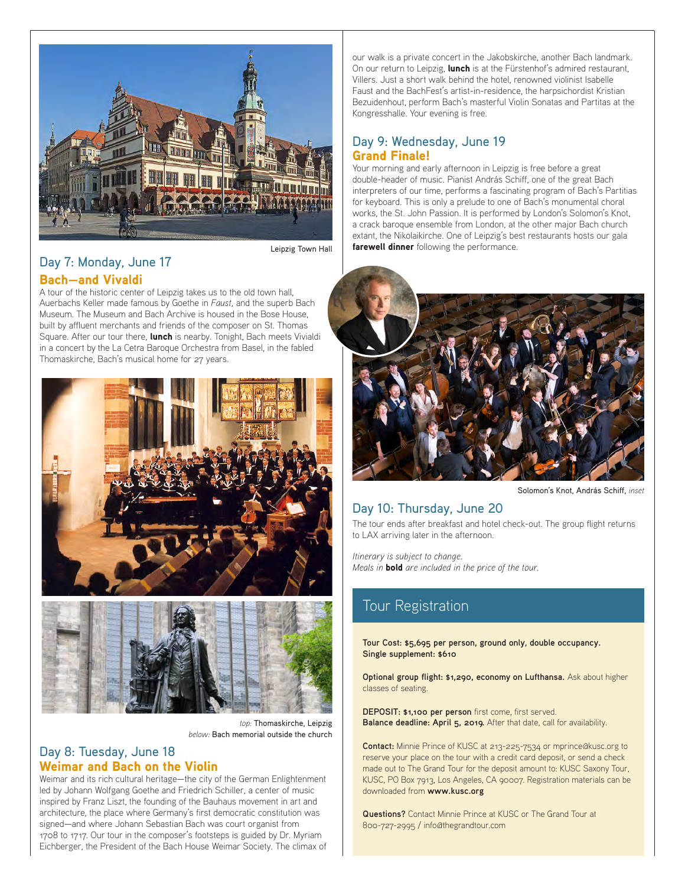Leipzig Town Hall

## Day 7: Monday, June 17
### Bach—and Vivaldi

A tour of the historic center of Leipzig takes us to the old town hall, Auerbachs Keller made famous by Goethe in *Faust*, and the superb Bach Museum. The Museum and Bach Archive is housed in the Bose House, built by affluent merchants and friends of the composer on St. Thomas Square. After our tour there, **lunch** is nearby. Tonight, Bach meets Vivaldi in a concert by the La Cetra Baroque Orchestra from Basel, in the fabled Thomaskirche, Bach's musical home for 27 years.

*top:* Thomaskirche, Leipzig
*below:* Bach memorial outside the church

## Day 8: Tuesday, June 18
### Weimar and Bach on the Violin

Weimar and its rich cultural heritage—the city of the German Enlightenment led by Johann Wolfgang Goethe and Friedrich Schiller, a center of music inspired by Franz Liszt, the founding of the Bauhaus movement in art and architecture, the place where Germany's first democratic constitution was signed—and where Johann Sebastian Bach was court organist from 1708 to 1717. Our tour in the composer's footsteps is guided by Dr. Myriam Eichberger, the President of the Bach House Weimar Society. The climax of our walk is a private concert in the Jakobskirche, another Bach landmark. On our return to Leipzig, **lunch** is at the Fürstenhof's admired restaurant, Villers. Just a short walk behind the hotel, renowned violinist Isabelle Faust and the BachFest's artist-in-residence, the harpsichordist Kristian Bezuidenhout, perform Bach's masterful Violin Sonatas and Partitas at the Kongresshalle. Your evening is free.

## Day 9: Wednesday, June 19
### Grand Finale!

Your morning and early afternoon in Leipzig is free before a great double-header of music. Pianist András Schiff, one of the great Bach interpreters of our time, performs a fascinating program of Bach's Partitias for keyboard. This is only a prelude to one of Bach's monumental choral works, the St. John Passion. It is performed by London's Solomon's Knot, a crack baroque ensemble from London, at the other major Bach church extant, the Nikolaikirche. One of Leipzig's best restaurants hosts our gala **farewell dinner** following the performance.

Solomon's Knot, András Schiff, *inset*

## Day 10: Thursday, June 20

The tour ends after breakfast and hotel check-out. The group flight returns to LAX arriving later in the afternoon.

*Itinerary is subject to change.*
*Meals in* **bold** *are included in the price of the tour.*

## Tour Registration

**Tour Cost: $5,695 per person, ground only, double occupancy.**
**Single supplement: $610**

**Optional group flight: $1,290, economy on Lufthansa.** Ask about higher classes of seating.

**DEPOSIT: $1,100 per person** first come, first served.
**Balance deadline: April 5, 2019.** After that date, call for availability.

**Contact:** Minnie Prince of KUSC at 213-225-7534 or mprince@kusc.org to reserve your place on the tour with a credit card deposit, or send a check made out to The Grand Tour for the deposit amount to: KUSC Saxony Tour, KUSC, PO Box 7913, Los Angeles, CA 90007. Registration materials can be downloaded from **www.kusc.org**

**Questions?** Contact Minnie Prince at KUSC or The Grand Tour at 800-727-2995 / info@thegrandtour.com